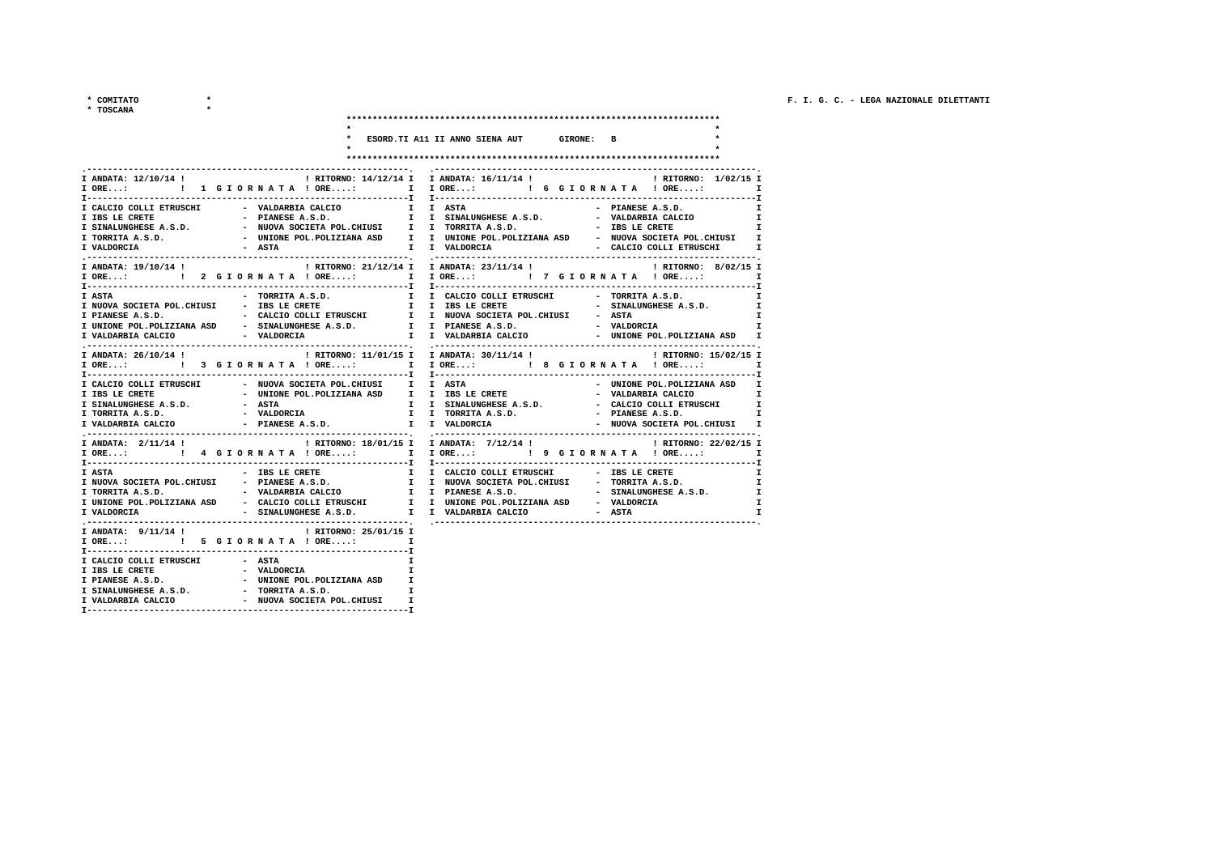\* COMITATO \*
\* TOSCANA \*

F. I. G. C. - LEGA NAZIONALE DILETTANTI

## ESORD.TI A11 II ANNO SIENA AUT — GIRONE: B

**ANDATA: 12/10/14 — 1 GIORNATA — RITORNO: 14/12/14**

| Casa | Ospite |
|---|---|
| CALCIO COLLI ETRUSCHI | VALDARBIA CALCIO |
| IBS LE CRETE | PIANESE A.S.D. |
| SINALUNGHESE A.S.D. | NUOVA SOCIETA POL.CHIUSI |
| TORRITA A.S.D. | UNIONE POL.POLIZIANA ASD |
| VALDORCIA | ASTA |

**ANDATA: 19/10/14 — 2 GIORNATA — RITORNO: 21/12/14**

| Casa | Ospite |
|---|---|
| ASTA | TORRITA A.S.D. |
| NUOVA SOCIETA POL.CHIUSI | IBS LE CRETE |
| PIANESE A.S.D. | CALCIO COLLI ETRUSCHI |
| UNIONE POL.POLIZIANA ASD | SINALUNGHESE A.S.D. |
| VALDARBIA CALCIO | VALDORCIA |

**ANDATA: 26/10/14 — 3 GIORNATA — RITORNO: 11/01/15**

| Casa | Ospite |
|---|---|
| CALCIO COLLI ETRUSCHI | NUOVA SOCIETA POL.CHIUSI |
| IBS LE CRETE | UNIONE POL.POLIZIANA ASD |
| SINALUNGHESE A.S.D. | ASTA |
| TORRITA A.S.D. | VALDORCIA |
| VALDARBIA CALCIO | PIANESE A.S.D. |

**ANDATA: 2/11/14 — 4 GIORNATA — RITORNO: 18/01/15**

| Casa | Ospite |
|---|---|
| ASTA | IBS LE CRETE |
| NUOVA SOCIETA POL.CHIUSI | PIANESE A.S.D. |
| TORRITA A.S.D. | VALDARBIA CALCIO |
| UNIONE POL.POLIZIANA ASD | CALCIO COLLI ETRUSCHI |
| VALDORCIA | SINALUNGHESE A.S.D. |

**ANDATA: 9/11/14 — 5 GIORNATA — RITORNO: 25/01/15**

| Casa | Ospite |
|---|---|
| CALCIO COLLI ETRUSCHI | ASTA |
| IBS LE CRETE | VALDORCIA |
| PIANESE A.S.D. | UNIONE POL.POLIZIANA ASD |
| SINALUNGHESE A.S.D. | TORRITA A.S.D. |
| VALDARBIA CALCIO | NUOVA SOCIETA POL.CHIUSI |

**ANDATA: 16/11/14 — 6 GIORNATA — RITORNO: 1/02/15**

| Casa | Ospite |
|---|---|
| ASTA | PIANESE A.S.D. |
| SINALUNGHESE A.S.D. | VALDARBIA CALCIO |
| TORRITA A.S.D. | IBS LE CRETE |
| UNIONE POL.POLIZIANA ASD | NUOVA SOCIETA POL.CHIUSI |
| VALDORCIA | CALCIO COLLI ETRUSCHI |

**ANDATA: 23/11/14 — 7 GIORNATA — RITORNO: 8/02/15**

| Casa | Ospite |
|---|---|
| CALCIO COLLI ETRUSCHI | TORRITA A.S.D. |
| IBS LE CRETE | SINALUNGHESE A.S.D. |
| NUOVA SOCIETA POL.CHIUSI | ASTA |
| PIANESE A.S.D. | VALDORCIA |
| VALDARBIA CALCIO | UNIONE POL.POLIZIANA ASD |

**ANDATA: 30/11/14 — 8 GIORNATA — RITORNO: 15/02/15**

| Casa | Ospite |
|---|---|
| ASTA | UNIONE POL.POLIZIANA ASD |
| IBS LE CRETE | VALDARBIA CALCIO |
| SINALUNGHESE A.S.D. | CALCIO COLLI ETRUSCHI |
| TORRITA A.S.D. | PIANESE A.S.D. |
| VALDORCIA | NUOVA SOCIETA POL.CHIUSI |

**ANDATA: 7/12/14 — 9 GIORNATA — RITORNO: 22/02/15**

| Casa | Ospite |
|---|---|
| CALCIO COLLI ETRUSCHI | IBS LE CRETE |
| NUOVA SOCIETA POL.CHIUSI | TORRITA A.S.D. |
| PIANESE A.S.D. | SINALUNGHESE A.S.D. |
| UNIONE POL.POLIZIANA ASD | VALDORCIA |
| VALDARBIA CALCIO | ASTA |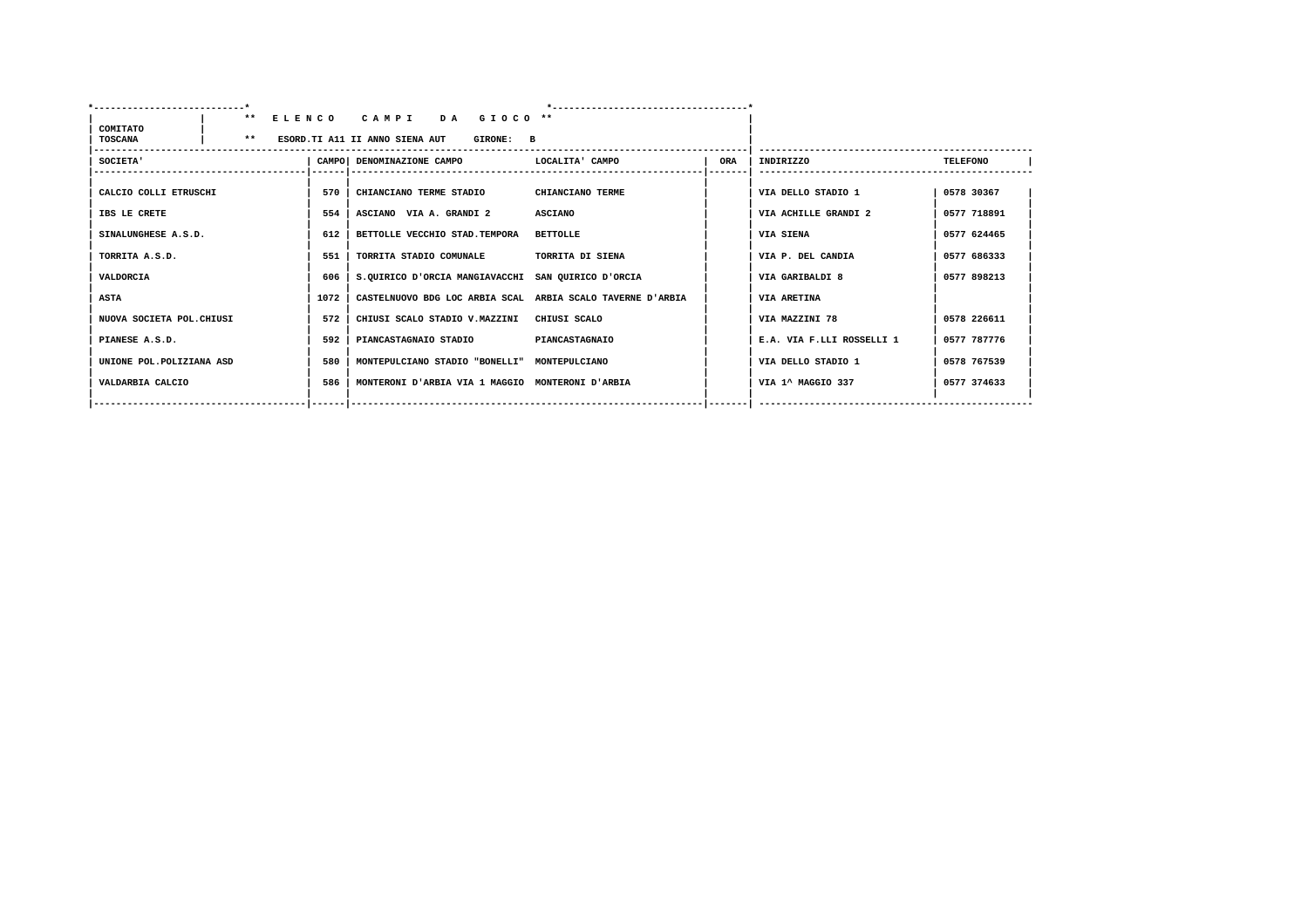COMITATO TOSCANA

**\*\* E L E N C O   C A M P I   D A   G I O C O \*\***

**\*\* ESORD.TI A11 II ANNO SIENA AUT   GIRONE: B**

| SOCIETA' | CAMPO | DENOMINAZIONE CAMPO | LOCALITA' CAMPO | ORA | INDIRIZZO | TELEFONO |
|---|---|---|---|---|---|---|
| CALCIO COLLI ETRUSCHI | 570 | CHIANCIANO TERME STADIO | CHIANCIANO TERME | | VIA DELLO STADIO 1 | 0578 30367 |
| IBS LE CRETE | 554 | ASCIANO VIA A. GRANDI 2 | ASCIANO | | VIA ACHILLE GRANDI 2 | 0577 718891 |
| SINALUNGHESE A.S.D. | 612 | BETTOLLE VECCHIO STAD.TEMPORA | BETTOLLE | | VIA SIENA | 0577 624465 |
| TORRITA A.S.D. | 551 | TORRITA STADIO COMUNALE | TORRITA DI SIENA | | VIA P. DEL CANDIA | 0577 686333 |
| VALDORCIA | 606 | S.QUIRICO D'ORCIA MANGIAVACCHI | SAN QUIRICO D'ORCIA | | VIA GARIBALDI 8 | 0577 898213 |
| ASTA | 1072 | CASTELNUOVO BDG LOC ARBIA SCAL | ARBIA SCALO TAVERNE D'ARBIA | | VIA ARETINA | |
| NUOVA SOCIETA POL.CHIUSI | 572 | CHIUSI SCALO STADIO V.MAZZINI | CHIUSI SCALO | | VIA MAZZINI 78 | 0578 226611 |
| PIANESE A.S.D. | 592 | PIANCASTAGNAIO STADIO | PIANCASTAGNAIO | | E.A. VIA F.LLI ROSSELLI 1 | 0577 787776 |
| UNIONE POL.POLIZIANA ASD | 580 | MONTEPULCIANO STADIO "BONELLI" | MONTEPULCIANO | | VIA DELLO STADIO 1 | 0578 767539 |
| VALDARBIA CALCIO | 586 | MONTERONI D'ARBIA VIA 1 MAGGIO | MONTERONI D'ARBIA | | VIA 1^ MAGGIO 337 | 0577 374633 |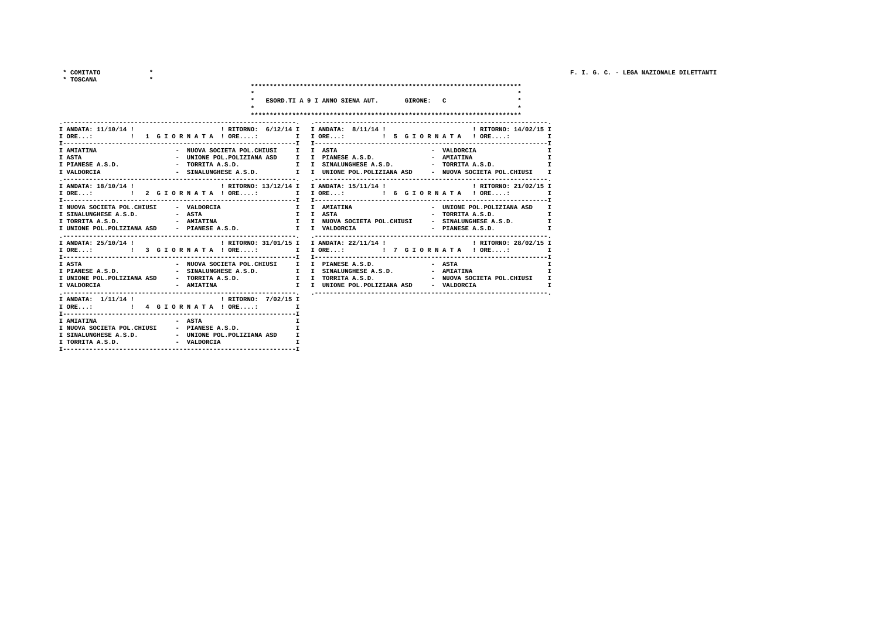\* COMITATO \*
\* TOSCANA \*

F. I. G. C. - LEGA NAZIONALE DILETTANTI

# ESORD.TI A 9 I ANNO SIENA AUT. GIRONE: C

| ANDATA: 11/10/14 | 1 GIORNATA | RITORNO: 6/12/14 |
|---|---|---|
| AMIATINA | - | NUOVA SOCIETA POL.CHIUSI |
| ASTA | - | UNIONE POL.POLIZIANA ASD |
| PIANESE A.S.D. | - | TORRITA A.S.D. |
| VALDORCIA | - | SINALUNGHESE A.S.D. |

| ANDATA: 18/10/14 | 2 GIORNATA | RITORNO: 13/12/14 |
|---|---|---|
| NUOVA SOCIETA POL.CHIUSI | - | VALDORCIA |
| SINALUNGHESE A.S.D. | - | ASTA |
| TORRITA A.S.D. | - | AMIATINA |
| UNIONE POL.POLIZIANA ASD | - | PIANESE A.S.D. |

| ANDATA: 25/10/14 | 3 GIORNATA | RITORNO: 31/01/15 |
|---|---|---|
| ASTA | - | NUOVA SOCIETA POL.CHIUSI |
| PIANESE A.S.D. | - | SINALUNGHESE A.S.D. |
| UNIONE POL.POLIZIANA ASD | - | TORRITA A.S.D. |
| VALDORCIA | - | AMIATINA |

| ANDATA: 1/11/14 | 4 GIORNATA | RITORNO: 7/02/15 |
|---|---|---|
| AMIATINA | - | ASTA |
| NUOVA SOCIETA POL.CHIUSI | - | PIANESE A.S.D. |
| SINALUNGHESE A.S.D. | - | UNIONE POL.POLIZIANA ASD |
| TORRITA A.S.D. | - | VALDORCIA |

| ANDATA: 8/11/14 | 5 GIORNATA | RITORNO: 14/02/15 |
|---|---|---|
| ASTA | - | VALDORCIA |
| PIANESE A.S.D. | - | AMIATINA |
| SINALUNGHESE A.S.D. | - | TORRITA A.S.D. |
| UNIONE POL.POLIZIANA ASD | - | NUOVA SOCIETA POL.CHIUSI |

| ANDATA: 15/11/14 | 6 GIORNATA | RITORNO: 21/02/15 |
|---|---|---|
| AMIATINA | - | UNIONE POL.POLIZIANA ASD |
| ASTA | - | TORRITA A.S.D. |
| NUOVA SOCIETA POL.CHIUSI | - | SINALUNGHESE A.S.D. |
| VALDORCIA | - | PIANESE A.S.D. |

| ANDATA: 22/11/14 | 7 GIORNATA | RITORNO: 28/02/15 |
|---|---|---|
| PIANESE A.S.D. | - | ASTA |
| SINALUNGHESE A.S.D. | - | AMIATINA |
| TORRITA A.S.D. | - | NUOVA SOCIETA POL.CHIUSI |
| UNIONE POL.POLIZIANA ASD | - | VALDORCIA |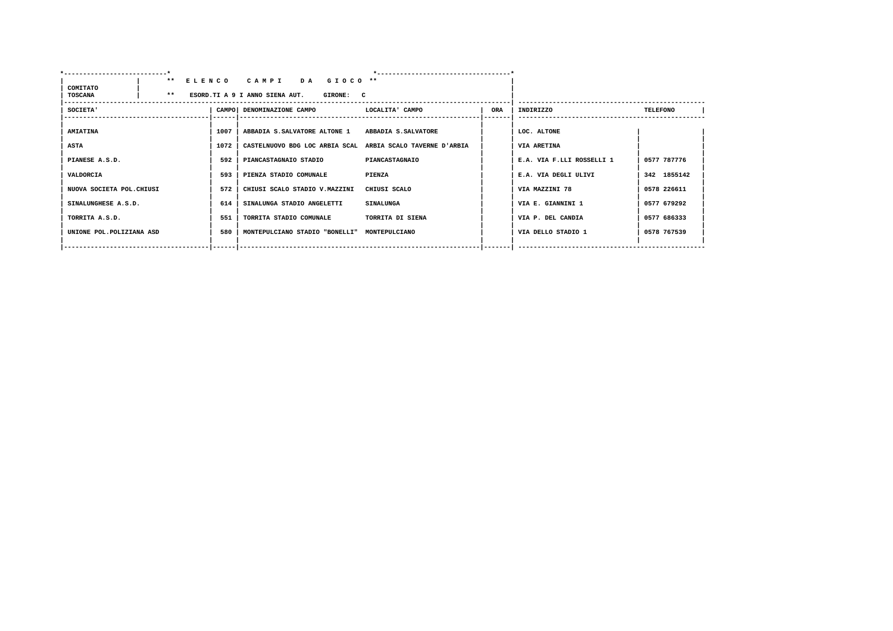**COMITATO TOSCANA**

** E L E N C O  C A M P I  D A  G I O C O **

** ESORD.TI A 9 I ANNO SIENA AUT.  GIRONE: C

| SOCIETA' | CAMPO | DENOMINAZIONE CAMPO | LOCALITA' CAMPO | ORA | INDIRIZZO | TELEFONO |
|---|---|---|---|---|---|---|
| AMIATINA | 1007 | ABBADIA S.SALVATORE ALTONE 1 | ABBADIA S.SALVATORE | | LOC. ALTONE | |
| ASTA | 1072 | CASTELNUOVO BDG LOC ARBIA SCAL | ARBIA SCALO TAVERNE D'ARBIA | | VIA ARETINA | |
| PIANESE A.S.D. | 592 | PIANCASTAGNAIO STADIO | PIANCASTAGNAIO | | E.A. VIA F.LLI ROSSELLI 1 | 0577 787776 |
| VALDORCIA | 593 | PIENZA STADIO COMUNALE | PIENZA | | E.A. VIA DEGLI ULIVI | 342 1855142 |
| NUOVA SOCIETA POL.CHIUSI | 572 | CHIUSI SCALO STADIO V.MAZZINI | CHIUSI SCALO | | VIA MAZZINI 78 | 0578 226611 |
| SINALUNGHESE A.S.D. | 614 | SINALUNGA STADIO ANGELETTI | SINALUNGA | | VIA E. GIANNINI 1 | 0577 679292 |
| TORRITA A.S.D. | 551 | TORRITA STADIO COMUNALE | TORRITA DI SIENA | | VIA P. DEL CANDIA | 0577 686333 |
| UNIONE POL.POLIZIANA ASD | 580 | MONTEPULCIANO STADIO "BONELLI" | MONTEPULCIANO | | VIA DELLO STADIO 1 | 0578 767539 |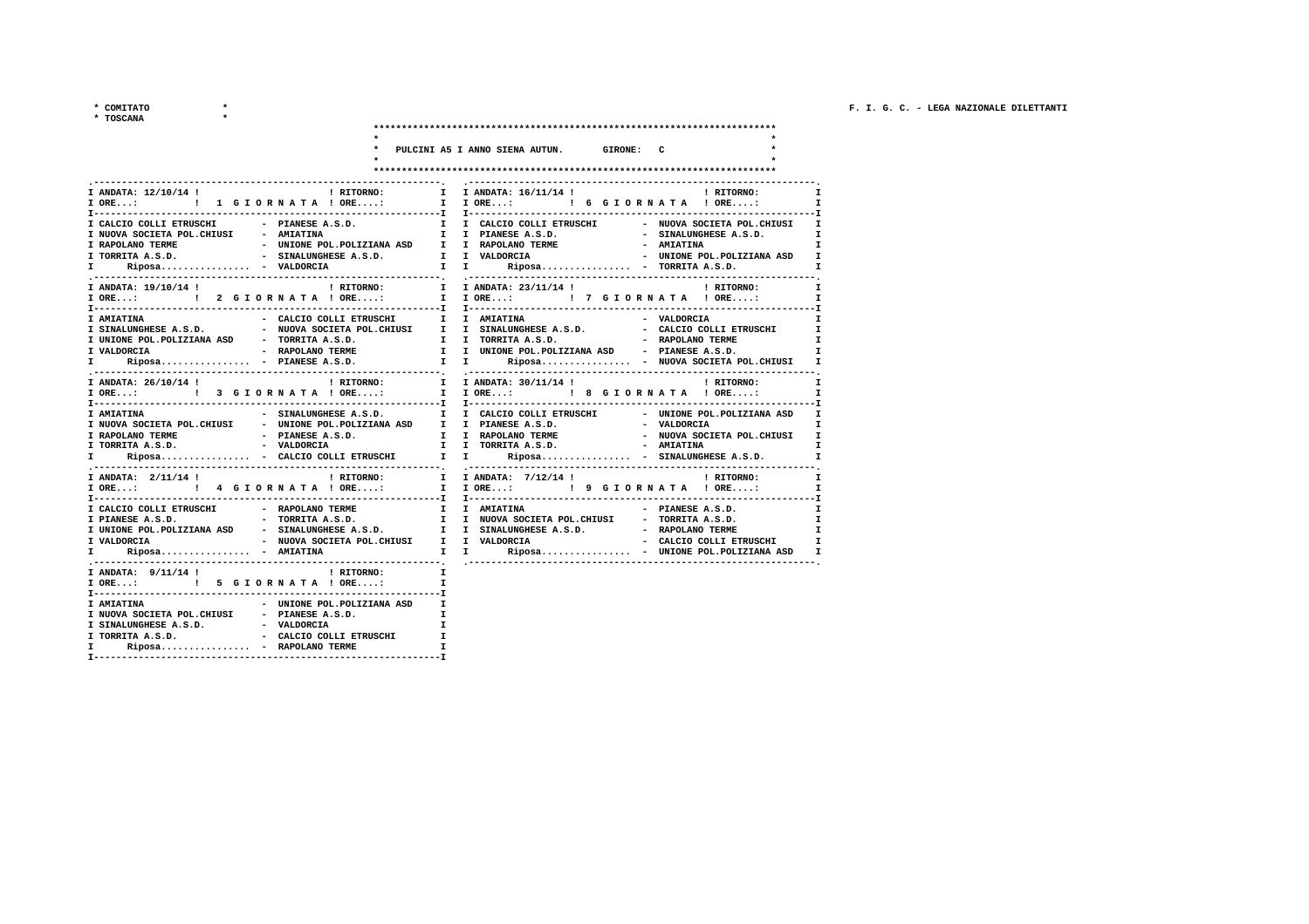* COMITATO *
* TOSCANA *

F. I. G. C. - LEGA NAZIONALE DILETTANTI

**PULCINI A5 I ANNO SIENA AUTUN. GIRONE: C**

### ANDATA: 12/10/14 — 1 GIORNATA

| | |
|---|---|
| CALCIO COLLI ETRUSCHI | PIANESE A.S.D. |
| NUOVA SOCIETA POL.CHIUSI | AMIATINA |
| RAPOLANO TERME | UNIONE POL.POLIZIANA ASD |
| TORRITA A.S.D. | SINALUNGHESE A.S.D. |
| Riposa | VALDORCIA |

### ANDATA: 19/10/14 — 2 GIORNATA

| | |
|---|---|
| AMIATINA | CALCIO COLLI ETRUSCHI |
| SINALUNGHESE A.S.D. | NUOVA SOCIETA POL.CHIUSI |
| UNIONE POL.POLIZIANA ASD | TORRITA A.S.D. |
| VALDORCIA | RAPOLANO TERME |
| Riposa | PIANESE A.S.D. |

### ANDATA: 26/10/14 — 3 GIORNATA

| | |
|---|---|
| AMIATINA | SINALUNGHESE A.S.D. |
| NUOVA SOCIETA POL.CHIUSI | UNIONE POL.POLIZIANA ASD |
| RAPOLANO TERME | PIANESE A.S.D. |
| TORRITA A.S.D. | VALDORCIA |
| Riposa | CALCIO COLLI ETRUSCHI |

### ANDATA: 2/11/14 — 4 GIORNATA

| | |
|---|---|
| CALCIO COLLI ETRUSCHI | RAPOLANO TERME |
| PIANESE A.S.D. | TORRITA A.S.D. |
| UNIONE POL.POLIZIANA ASD | SINALUNGHESE A.S.D. |
| VALDORCIA | NUOVA SOCIETA POL.CHIUSI |
| Riposa | AMIATINA |

### ANDATA: 9/11/14 — 5 GIORNATA

| | |
|---|---|
| AMIATINA | UNIONE POL.POLIZIANA ASD |
| NUOVA SOCIETA POL.CHIUSI | PIANESE A.S.D. |
| SINALUNGHESE A.S.D. | VALDORCIA |
| TORRITA A.S.D. | CALCIO COLLI ETRUSCHI |
| Riposa | RAPOLANO TERME |

### ANDATA: 16/11/14 — 6 GIORNATA

| | |
|---|---|
| CALCIO COLLI ETRUSCHI | NUOVA SOCIETA POL.CHIUSI |
| PIANESE A.S.D. | SINALUNGHESE A.S.D. |
| RAPOLANO TERME | AMIATINA |
| VALDORCIA | UNIONE POL.POLIZIANA ASD |
| Riposa | TORRITA A.S.D. |

### ANDATA: 23/11/14 — 7 GIORNATA

| | |
|---|---|
| AMIATINA | VALDORCIA |
| SINALUNGHESE A.S.D. | CALCIO COLLI ETRUSCHI |
| TORRITA A.S.D. | RAPOLANO TERME |
| UNIONE POL.POLIZIANA ASD | PIANESE A.S.D. |
| Riposa | NUOVA SOCIETA POL.CHIUSI |

### ANDATA: 30/11/14 — 8 GIORNATA

| | |
|---|---|
| CALCIO COLLI ETRUSCHI | UNIONE POL.POLIZIANA ASD |
| PIANESE A.S.D. | VALDORCIA |
| RAPOLANO TERME | NUOVA SOCIETA POL.CHIUSI |
| TORRITA A.S.D. | AMIATINA |
| Riposa | SINALUNGHESE A.S.D. |

### ANDATA: 7/12/14 — 9 GIORNATA

| | |
|---|---|
| AMIATINA | PIANESE A.S.D. |
| NUOVA SOCIETA POL.CHIUSI | TORRITA A.S.D. |
| SINALUNGHESE A.S.D. | RAPOLANO TERME |
| VALDORCIA | CALCIO COLLI ETRUSCHI |
| Riposa | UNIONE POL.POLIZIANA ASD |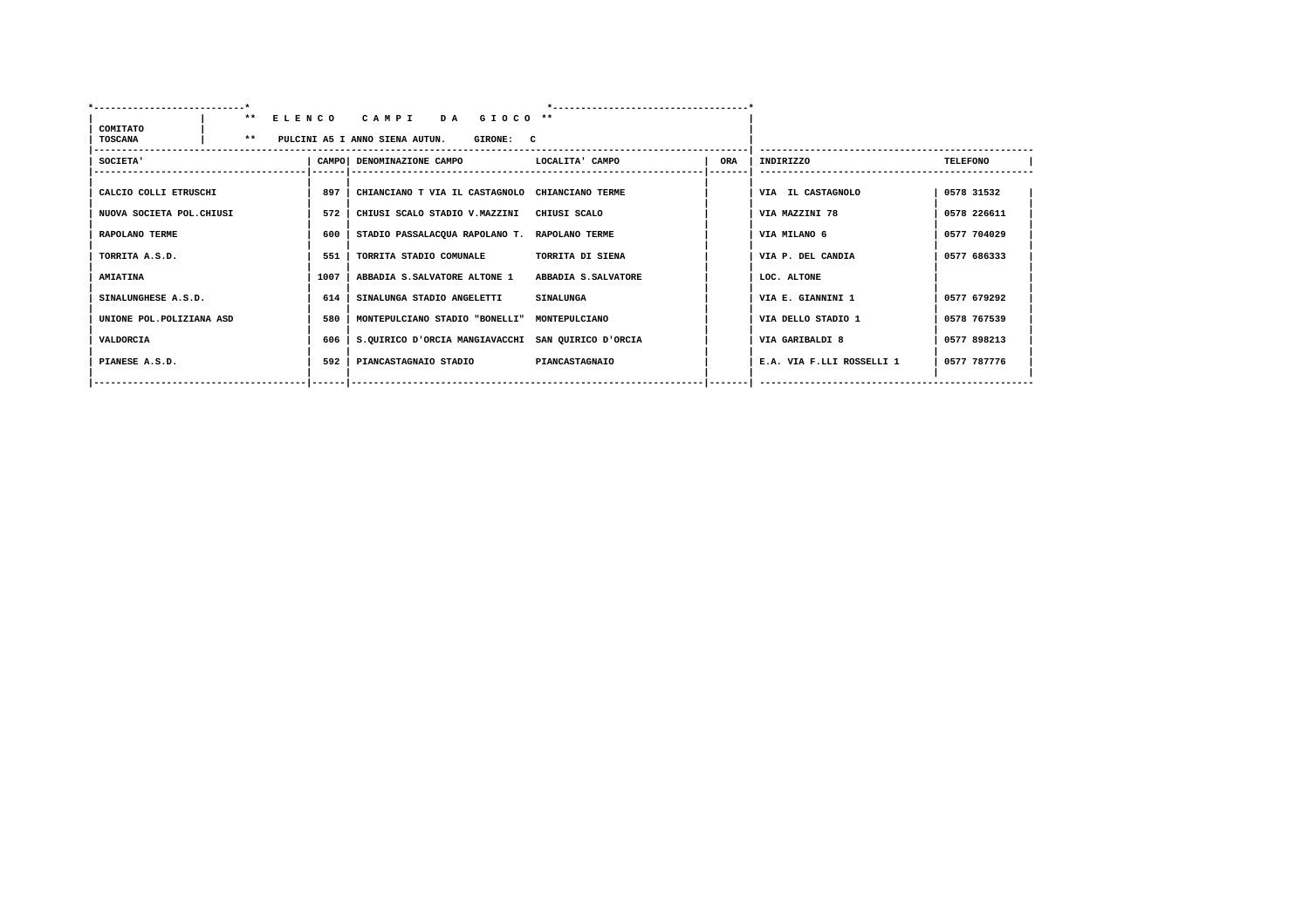COMITATO TOSCANA

** E L E N C O   C A M P I   D A   G I O C O **

** PULCINI A5 I ANNO SIENA AUTUN.   GIRONE: C

| SOCIETA' | CAMPO | DENOMINAZIONE CAMPO | LOCALITA' CAMPO | ORA | INDIRIZZO | TELEFONO |
|---|---|---|---|---|---|---|
| CALCIO COLLI ETRUSCHI | 897 | CHIANCIANO T VIA IL CASTAGNOLO | CHIANCIANO TERME | | VIA IL CASTAGNOLO | 0578 31532 |
| NUOVA SOCIETA POL.CHIUSI | 572 | CHIUSI SCALO STADIO V.MAZZINI | CHIUSI SCALO | | VIA MAZZINI 78 | 0578 226611 |
| RAPOLANO TERME | 600 | STADIO PASSALACQUA RAPOLANO T. | RAPOLANO TERME | | VIA MILANO 6 | 0577 704029 |
| TORRITA A.S.D. | 551 | TORRITA STADIO COMUNALE | TORRITA DI SIENA | | VIA P. DEL CANDIA | 0577 686333 |
| AMIATINA | 1007 | ABBADIA S.SALVATORE ALTONE 1 | ABBADIA S.SALVATORE | | LOC. ALTONE | |
| SINALUNGHESE A.S.D. | 614 | SINALUNGA STADIO ANGELETTI | SINALUNGA | | VIA E. GIANNINI 1 | 0577 679292 |
| UNIONE POL.POLIZIANA ASD | 580 | MONTEPULCIANO STADIO "BONELLI" | MONTEPULCIANO | | VIA DELLO STADIO 1 | 0578 767539 |
| VALDORCIA | 606 | S.QUIRICO D'ORCIA MANGIAVACCHI | SAN QUIRICO D'ORCIA | | VIA GARIBALDI 8 | 0577 898213 |
| PIANESE A.S.D. | 592 | PIANCASTAGNAIO STADIO | PIANCASTAGNAIO | | E.A. VIA F.LLI ROSSELLI 1 | 0577 787776 |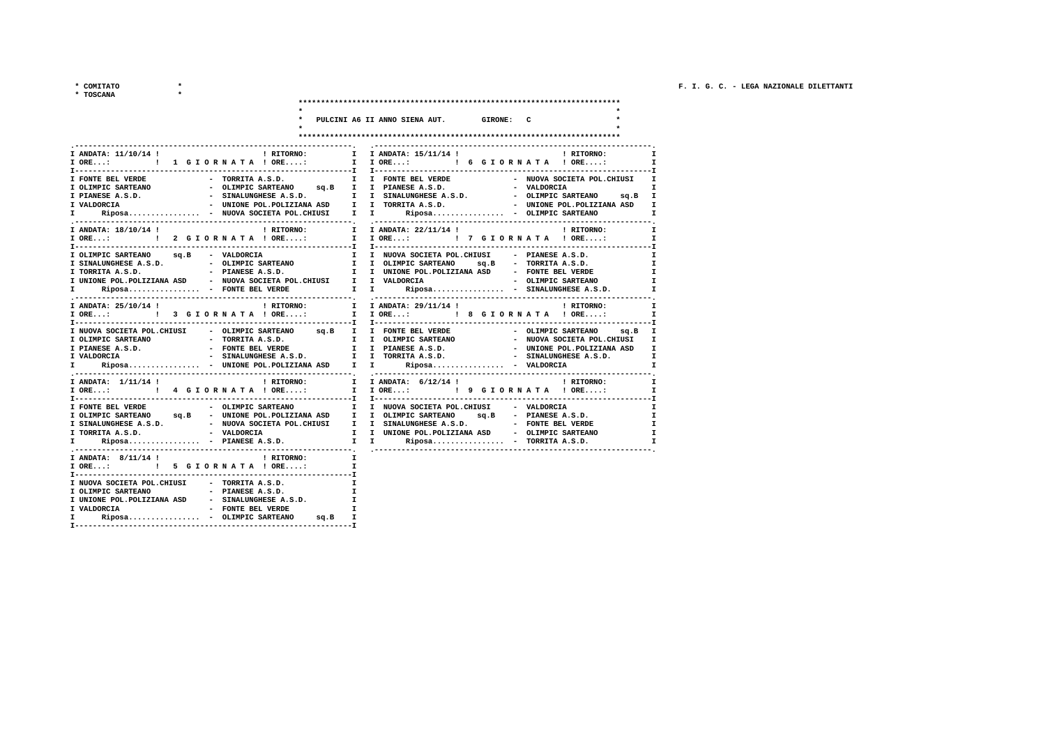* COMITATO *
* TOSCANA *

F. I. G. C. - LEGA NAZIONALE DILETTANTI

**PULCINI A6 II ANNO SIENA AUT.        GIRONE: C**

### 1 GIORNATA — ANDATA: 11/10/14 — RITORNO:

| Casa | Ospite |
|---|---|
| FONTE BEL VERDE | TORRITA A.S.D. |
| OLIMPIC SARTEANO | OLIMPIC SARTEANO sq.B |
| PIANESE A.S.D. | SINALUNGHESE A.S.D. |
| VALDORCIA | UNIONE POL.POLIZIANA ASD |
| Riposa................ | NUOVA SOCIETA POL.CHIUSI |

### 2 GIORNATA — ANDATA: 18/10/14 — RITORNO:

| Casa | Ospite |
|---|---|
| OLIMPIC SARTEANO sq.B | VALDORCIA |
| SINALUNGHESE A.S.D. | OLIMPIC SARTEANO |
| TORRITA A.S.D. | PIANESE A.S.D. |
| UNIONE POL.POLIZIANA ASD | NUOVA SOCIETA POL.CHIUSI |
| Riposa................ | FONTE BEL VERDE |

### 3 GIORNATA — ANDATA: 25/10/14 — RITORNO:

| Casa | Ospite |
|---|---|
| NUOVA SOCIETA POL.CHIUSI | OLIMPIC SARTEANO sq.B |
| OLIMPIC SARTEANO | TORRITA A.S.D. |
| PIANESE A.S.D. | FONTE BEL VERDE |
| VALDORCIA | SINALUNGHESE A.S.D. |
| Riposa................ | UNIONE POL.POLIZIANA ASD |

### 4 GIORNATA — ANDATA: 1/11/14 — RITORNO:

| Casa | Ospite |
|---|---|
| FONTE BEL VERDE | OLIMPIC SARTEANO |
| OLIMPIC SARTEANO sq.B | UNIONE POL.POLIZIANA ASD |
| SINALUNGHESE A.S.D. | NUOVA SOCIETA POL.CHIUSI |
| TORRITA A.S.D. | VALDORCIA |
| Riposa................ | PIANESE A.S.D. |

### 5 GIORNATA — ANDATA: 8/11/14 — RITORNO:

| Casa | Ospite |
|---|---|
| NUOVA SOCIETA POL.CHIUSI | TORRITA A.S.D. |
| OLIMPIC SARTEANO | PIANESE A.S.D. |
| UNIONE POL.POLIZIANA ASD | SINALUNGHESE A.S.D. |
| VALDORCIA | FONTE BEL VERDE |
| Riposa................ | OLIMPIC SARTEANO sq.B |

### 6 GIORNATA — ANDATA: 15/11/14 — RITORNO:

| Casa | Ospite |
|---|---|
| FONTE BEL VERDE | NUOVA SOCIETA POL.CHIUSI |
| PIANESE A.S.D. | VALDORCIA |
| SINALUNGHESE A.S.D. | OLIMPIC SARTEANO sq.B |
| TORRITA A.S.D. | UNIONE POL.POLIZIANA ASD |
| Riposa................ | OLIMPIC SARTEANO |

### 7 GIORNATA — ANDATA: 22/11/14 — RITORNO:

| Casa | Ospite |
|---|---|
| NUOVA SOCIETA POL.CHIUSI | PIANESE A.S.D. |
| OLIMPIC SARTEANO sq.B | TORRITA A.S.D. |
| UNIONE POL.POLIZIANA ASD | FONTE BEL VERDE |
| VALDORCIA | OLIMPIC SARTEANO |
| Riposa................ | SINALUNGHESE A.S.D. |

### 8 GIORNATA — ANDATA: 29/11/14 — RITORNO:

| Casa | Ospite |
|---|---|
| FONTE BEL VERDE | OLIMPIC SARTEANO sq.B |
| OLIMPIC SARTEANO | NUOVA SOCIETA POL.CHIUSI |
| PIANESE A.S.D. | UNIONE POL.POLIZIANA ASD |
| TORRITA A.S.D. | SINALUNGHESE A.S.D. |
| Riposa................ | VALDORCIA |

### 9 GIORNATA — ANDATA: 6/12/14 — RITORNO:

| Casa | Ospite |
|---|---|
| NUOVA SOCIETA POL.CHIUSI | VALDORCIA |
| OLIMPIC SARTEANO sq.B | PIANESE A.S.D. |
| SINALUNGHESE A.S.D. | FONTE BEL VERDE |
| UNIONE POL.POLIZIANA ASD | OLIMPIC SARTEANO |
| Riposa................ | TORRITA A.S.D. |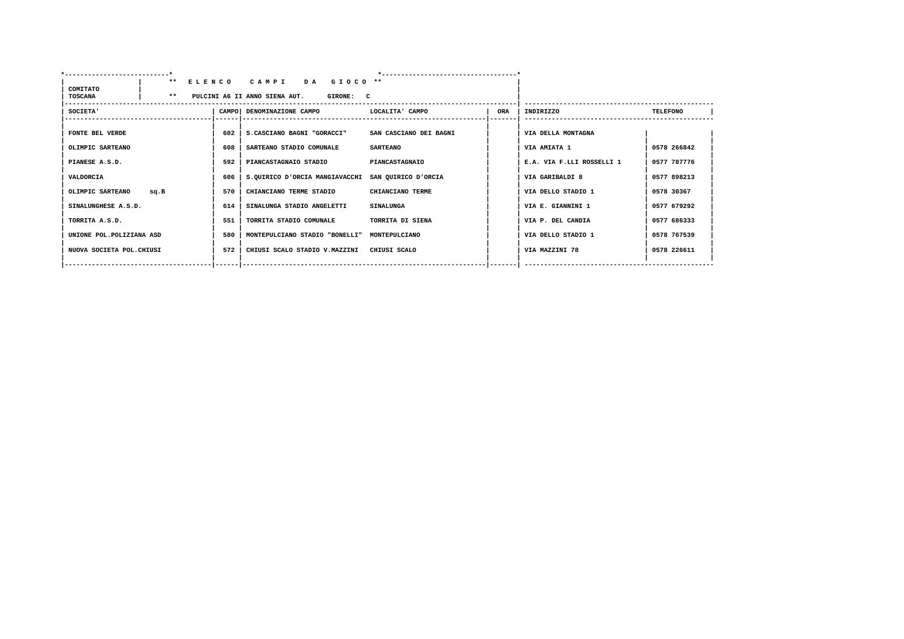COMITATO TOSCANA

\*\* E L E N C O   C A M P I   D A   G I O C O \*\*

\*\* PULCINI A6 II ANNO SIENA AUT.   GIRONE: C

| SOCIETA' | CAMPO | DENOMINAZIONE CAMPO | LOCALITA' CAMPO | ORA | INDIRIZZO | TELEFONO |
|---|---|---|---|---|---|---|
| FONTE BEL VERDE | 602 | S.CASCIANO BAGNI "GORACCI" | SAN CASCIANO DEI BAGNI | | VIA DELLA MONTAGNA | |
| OLIMPIC SARTEANO | 608 | SARTEANO STADIO COMUNALE | SARTEANO | | VIA AMIATA 1 | 0578 266842 |
| PIANESE A.S.D. | 592 | PIANCASTAGNAIO STADIO | PIANCASTAGNAIO | | E.A. VIA F.LLI ROSSELLI 1 | 0577 787776 |
| VALDORCIA | 606 | S.QUIRICO D'ORCIA MANGIAVACCHI | SAN QUIRICO D'ORCIA | | VIA GARIBALDI 8 | 0577 898213 |
| OLIMPIC SARTEANO sq.B | 570 | CHIANCIANO TERME STADIO | CHIANCIANO TERME | | VIA DELLO STADIO 1 | 0578 30367 |
| SINALUNGHESE A.S.D. | 614 | SINALUNGA STADIO ANGELETTI | SINALUNGA | | VIA E. GIANNINI 1 | 0577 679292 |
| TORRITA A.S.D. | 551 | TORRITA STADIO COMUNALE | TORRITA DI SIENA | | VIA P. DEL CANDIA | 0577 686333 |
| UNIONE POL.POLIZIANA ASD | 580 | MONTEPULCIANO STADIO "BONELLI" | MONTEPULCIANO | | VIA DELLO STADIO 1 | 0578 767539 |
| NUOVA SOCIETA POL.CHIUSI | 572 | CHIUSI SCALO STADIO V.MAZZINI | CHIUSI SCALO | | VIA MAZZINI 78 | 0578 226611 |